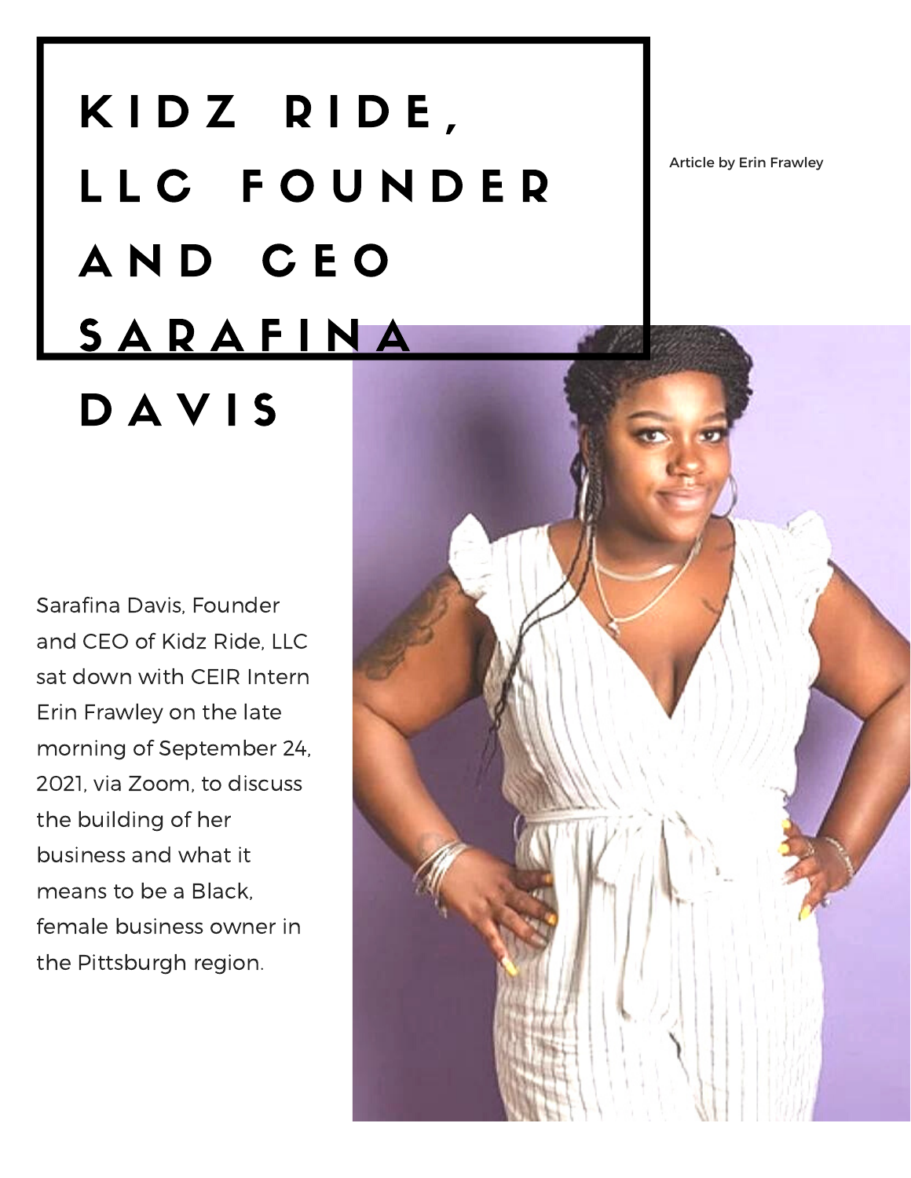# KIDZ RIDE, LLC FOUNDER AND CEO SARAFINA DAVIS

Article by Erin Frawley

Sarafina Davis, Founder and CEO of Kidz Ride, LLC sat down with CEIR Intern Erin Frawley on the late morning of September 24, 2021, via Zoom, to discuss the building of her business and what it means to be a Black, female business owner in the Pittsburgh region.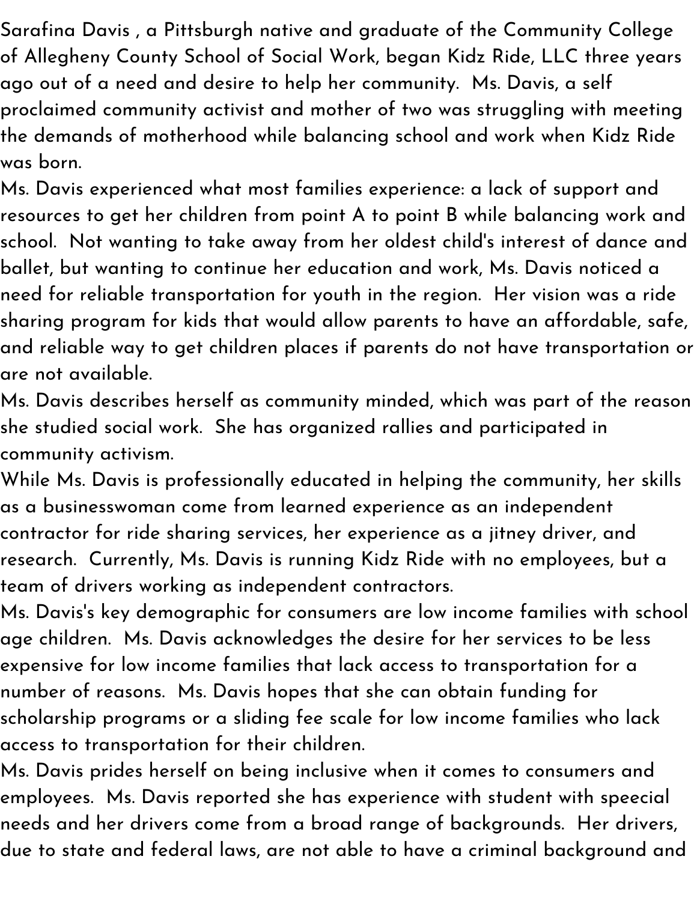Sarafina Davis , a Pittsburgh native and graduate of the Community College of Allegheny County School of Social Work, began Kidz Ride, LLC three years ago out of a need and desire to help her community.  Ms. Davis, a self proclaimed community activist and mother of two was struggling with meeting the demands of motherhood while balancing school and work when Kidz Ride was born.

Ms. Davis experienced what most families experience: a lack of support and resources to get her children from point A to point B while balancing work and school.  Not wanting to take away from her oldest child's interest of dance and ballet, but wanting to continue her education and work, Ms. Davis noticed a need for reliable transportation for youth in the region.  Her vision was a ride sharing program for kids that would allow parents to have an affordable, safe, and reliable way to get children places if parents do not have transportation or are not available.

Ms. Davis describes herself as community minded, which was part of the reason she studied social work.  She has organized rallies and participated in community activism.

While Ms. Davis is professionally educated in helping the community, her skills as a businesswoman come from learned experience as an independent contractor for ride sharing services, her experience as a jitney driver, and research.  Currently, Ms. Davis is running Kidz Ride with no employees, but a team of drivers working as independent contractors.

Ms. Davis's key demographic for consumers are low income families with school age children.  Ms. Davis acknowledges the desire for her services to be less expensive for low income families that lack access to transportation for a number of reasons.  Ms. Davis hopes that she can obtain funding for scholarship programs or a sliding fee scale for low income families who lack access to transportation for their children.

Ms. Davis prides herself on being inclusive when it comes to consumers and employees.  Ms. Davis reported she has experience with student with speecial needs and her drivers come from a broad range of backgrounds.  Her drivers, due to state and federal laws, are not able to have a criminal background and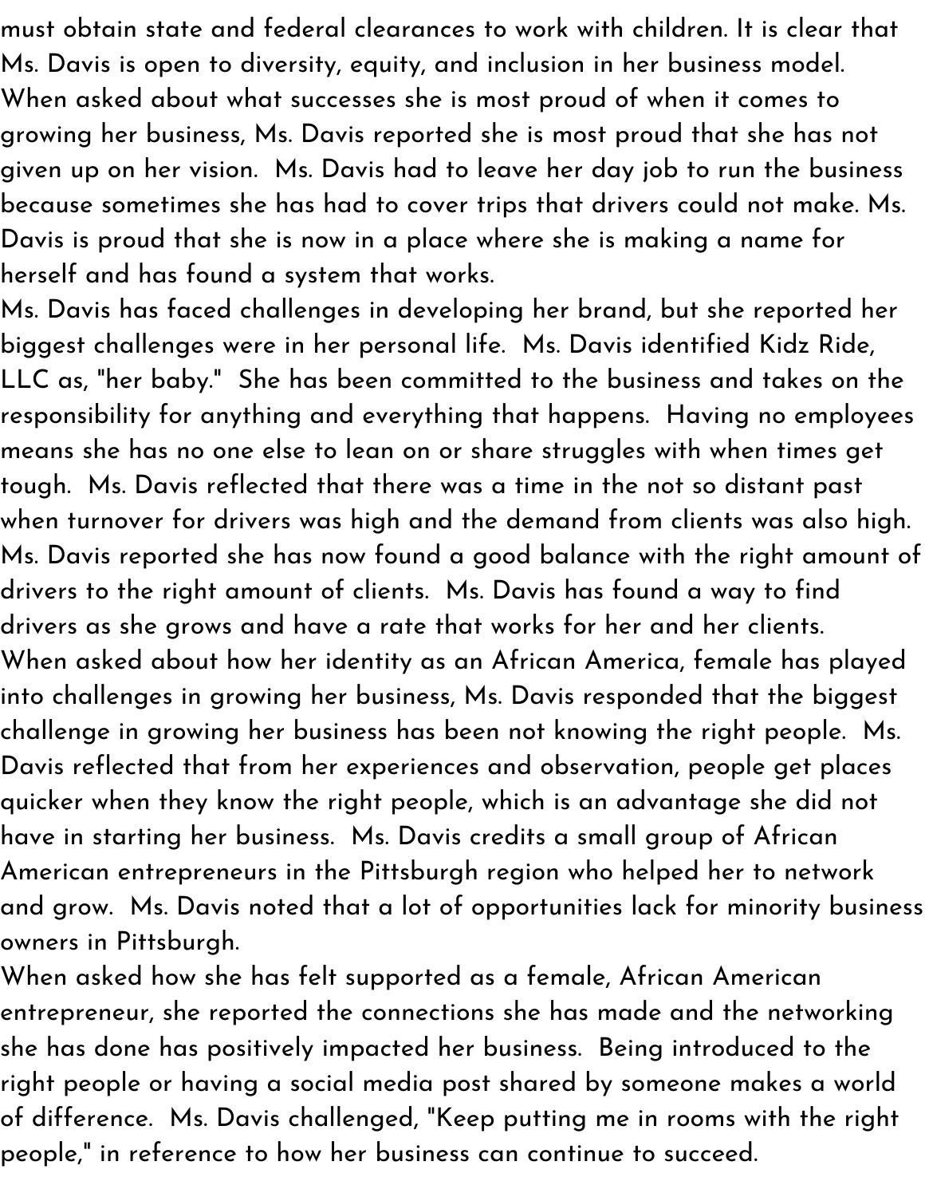must obtain state and federal clearances to work with children. It is clear that Ms. Davis is open to diversity, equity, and inclusion in her business model.

When asked about what successes she is most proud of when it comes to growing her business, Ms. Davis reported she is most proud that she has not given up on her vision. Ms. Davis had to leave her day job to run the business because sometimes she has had to cover trips that drivers could not make. Ms. Davis is proud that she is now in a place where she is making a name for herself and has found a system that works.

Ms. Davis has faced challenges in developing her brand, but she reported her biggest challenges were in her personal life. Ms. Davis identified Kidz Ride, LLC as, "her baby." She has been committed to the business and takes on the responsibility for anything and everything that happens. Having no employees means she has no one else to lean on or share struggles with when times get tough. Ms. Davis reflected that there was a time in the not so distant past when turnover for drivers was high and the demand from clients was also high. Ms. Davis reported she has now found a good balance with the right amount of drivers to the right amount of clients. Ms. Davis has found a way to find drivers as she grows and have a rate that works for her and her clients.

When asked about how her identity as an African America, female has played into challenges in growing her business, Ms. Davis responded that the biggest challenge in growing her business has been not knowing the right people. Ms. Davis reflected that from her experiences and observation, people get places quicker when they know the right people, which is an advantage she did not have in starting her business. Ms. Davis credits a small group of African American entrepreneurs in the Pittsburgh region who helped her to network and grow. Ms. Davis noted that a lot of opportunities lack for minority business owners in Pittsburgh.

When asked how she has felt supported as a female, African American entrepreneur, she reported the connections she has made and the networking she has done has positively impacted her business. Being introduced to the right people or having a social media post shared by someone makes a world of difference. Ms. Davis challenged, "Keep putting me in rooms with the right people," in reference to how her business can continue to succeed.